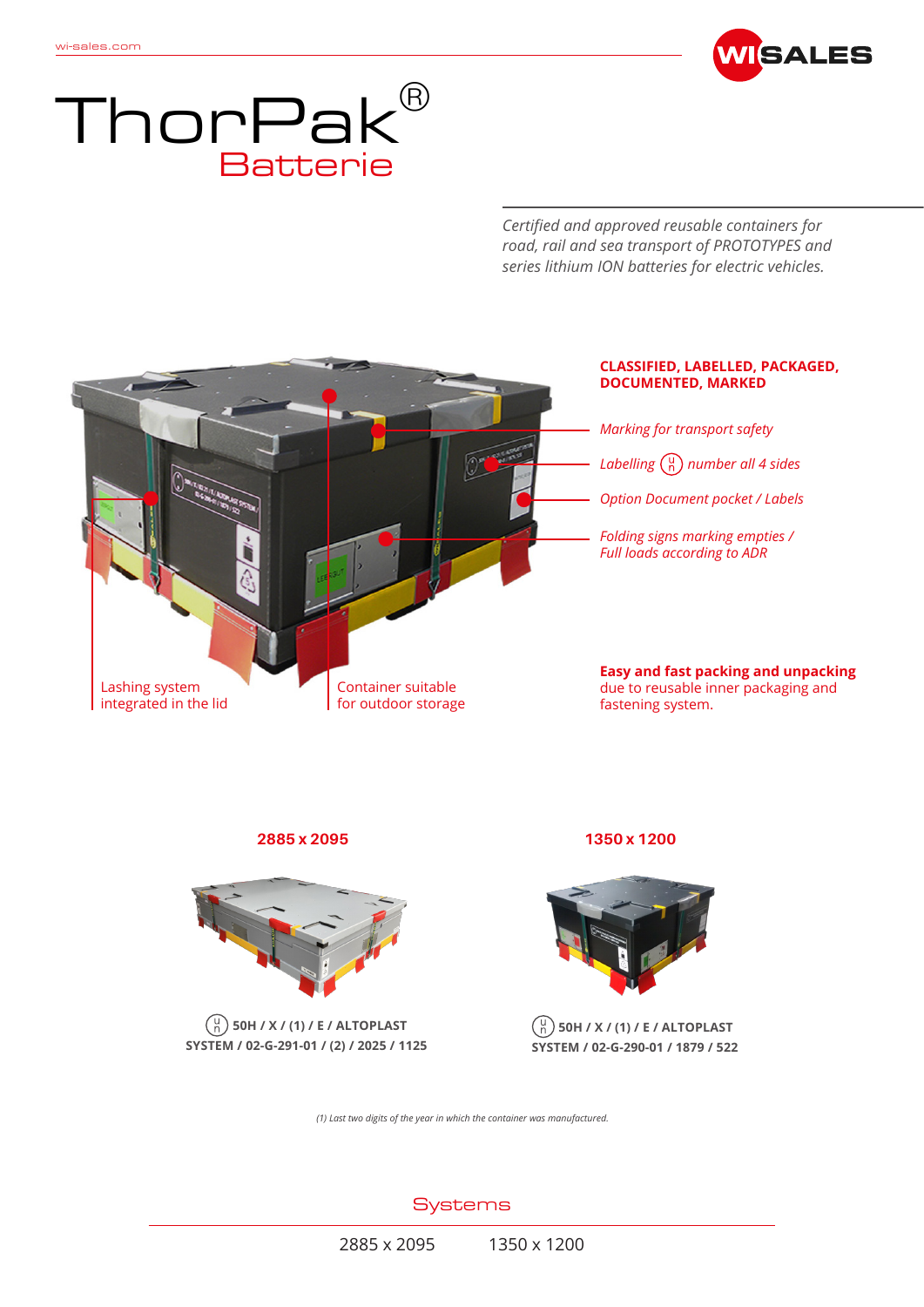# ThorPak®
## Batterie

*Certified and approved reusable containers for road, rail and sea transport of PROTOTYPES and series lithium ION batteries for electric vehicles.*

**CLASSIFIED, LABELLED, PACKAGED, DOCUMENTED, MARKED**

*Marking for transport safety*

*Labelling UN number all 4 sides*

*Option Document pocket / Labels*

*Folding signs marking empties / Full loads according to ADR*

Lashing system integrated in the lid

Container suitable for outdoor storage

**Easy and fast packing and unpacking** due to reusable inner packaging and fastening system.

### 2885 x 2095

UN 50H / X / (1) / E / ALTOPLAST SYSTEM / 02-G-291-01 / (2) / 2025 / 1125

### 1350 x 1200

UN 50H / X / (1) / E / ALTOPLAST SYSTEM / 02-G-290-01 / 1879 / 522

*(1) Last two digits of the year in which the container was manufactured.*

## Systems

2885 x 2095 1350 x 1200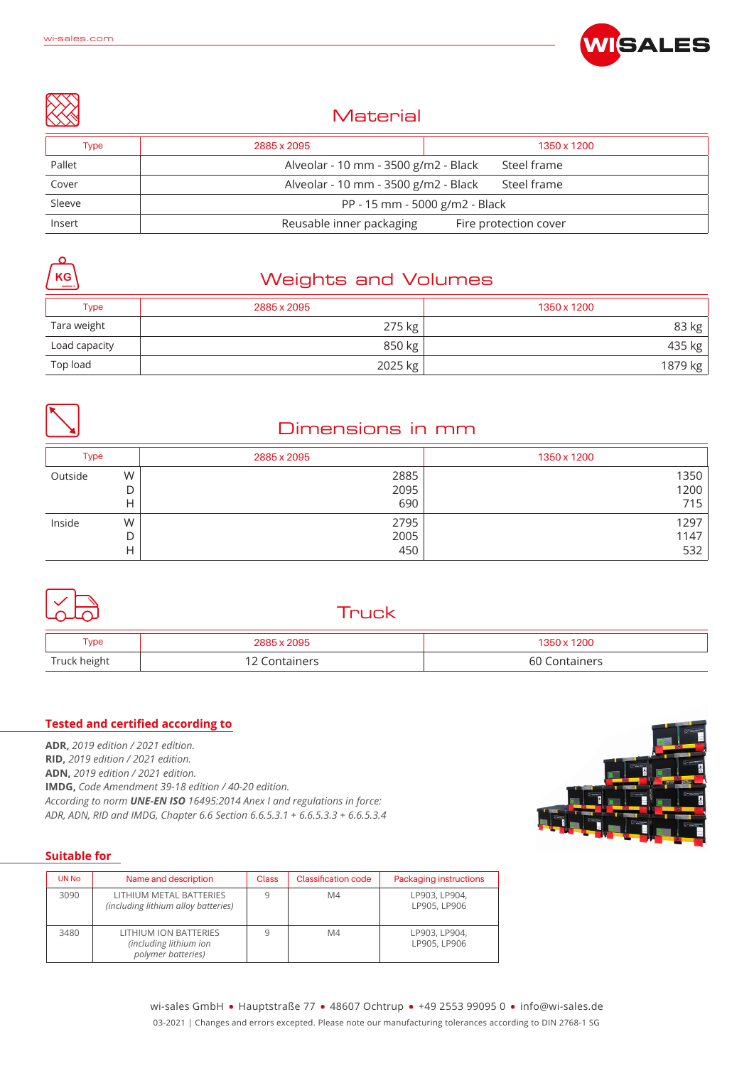## Material

| Type | 2885 x 2095 | 1350 x 1200 |
|---|---|---|
| Pallet | Alveolar - 10 mm - 3500 g/m2 - Black | Steel frame |
| Cover | Alveolar - 10 mm - 3500 g/m2 - Black | Steel frame |
| Sleeve | PP - 15 mm - 5000 g/m2 - Black | |
| Insert | Reusable inner packaging | Fire protection cover |

## Weights and Volumes

| Type | 2885 x 2095 | 1350 x 1200 |
|---|---|---|
| Tara weight | 275 kg | 83 kg |
| Load capacity | 850 kg | 435 kg |
| Top load | 2025 kg | 1879 kg |

## Dimensions in mm

| Type | | 2885 x 2095 | 1350 x 1200 |
|---|---|---|---|
| Outside | W | 2885 | 1350 |
| | D | 2095 | 1200 |
| | H | 690 | 715 |
| Inside | W | 2795 | 1297 |
| | D | 2005 | 1147 |
| | H | 450 | 532 |

## Truck

| Type | 2885 x 2095 | 1350 x 1200 |
|---|---|---|
| Truck height | 12 Containers | 60 Containers |

### Tested and certified according to

**ADR,** *2019 edition / 2021 edition.*
**RID,** *2019 edition / 2021 edition.*
**ADN,** *2019 edition / 2021 edition.*
**IMDG,** *Code Amendment 39-18 edition / 40-20 edition.*
*According to norm* ***UNE-EN ISO*** *16495:2014 Anex I and regulations in force:*
*ADR, ADN, RID and IMDG, Chapter 6.6 Section 6.6.5.3.1 + 6.6.5.3.3 + 6.6.5.3.4*

### Suitable for

| UN No | Name and description | Class | Classification code | Packaging instructions |
|---|---|---|---|---|
| 3090 | LITHIUM METAL BATTERIES *(including lithium alloy batteries)* | 9 | M4 | LP903, LP904, LP905, LP906 |
| 3480 | LITHIUM ION BATTERIES *(including lithium ion polymer batteries)* | 9 | M4 | LP903, LP904, LP905, LP906 |

wi-sales GmbH • Hauptstraße 77 • 48607 Ochtrup • +49 2553 99095 0 • info@wi-sales.de

03-2021 | Changes and errors excepted. Please note our manufacturing tolerances according to DIN 2768-1 SG